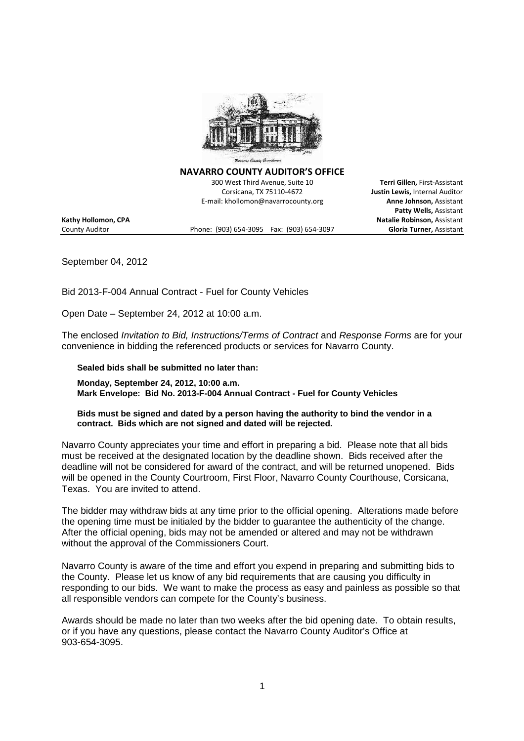**NAVARRO COUNTY AUDITOR'S OFFICE**

300 West Third Avenue, Suite 10
Corsicana, TX 75110-4672
E-mail: khollomon@navarrocounty.org

**Terri Gillen,** First-Assistant
**Justin Lewis,** Internal Auditor
**Anne Johnson,** Assistant
**Patty Wells,** Assistant
**Natalie Robinson,** Assistant
**Gloria Turner,** Assistant

**Kathy Hollomon, CPA**
County Auditor

Phone: (903) 654-3095 Fax: (903) 654-3097

September 04, 2012

Bid 2013-F-004 Annual Contract - Fuel for County Vehicles

Open Date – September 24, 2012 at 10:00 a.m.

The enclosed *Invitation to Bid, Instructions/Terms of Contract* and *Response Forms* are for your convenience in bidding the referenced products or services for Navarro County.

**Sealed bids shall be submitted no later than:**

**Monday, September 24, 2012, 10:00 a.m.**
**Mark Envelope: Bid No. 2013-F-004 Annual Contract - Fuel for County Vehicles**

**Bids must be signed and dated by a person having the authority to bind the vendor in a contract. Bids which are not signed and dated will be rejected.**

Navarro County appreciates your time and effort in preparing a bid. Please note that all bids must be received at the designated location by the deadline shown. Bids received after the deadline will not be considered for award of the contract, and will be returned unopened. Bids will be opened in the County Courtroom, First Floor, Navarro County Courthouse, Corsicana, Texas. You are invited to attend.

The bidder may withdraw bids at any time prior to the official opening. Alterations made before the opening time must be initialed by the bidder to guarantee the authenticity of the change. After the official opening, bids may not be amended or altered and may not be withdrawn without the approval of the Commissioners Court.

Navarro County is aware of the time and effort you expend in preparing and submitting bids to the County. Please let us know of any bid requirements that are causing you difficulty in responding to our bids. We want to make the process as easy and painless as possible so that all responsible vendors can compete for the County's business.

Awards should be made no later than two weeks after the bid opening date. To obtain results, or if you have any questions, please contact the Navarro County Auditor's Office at 903-654-3095.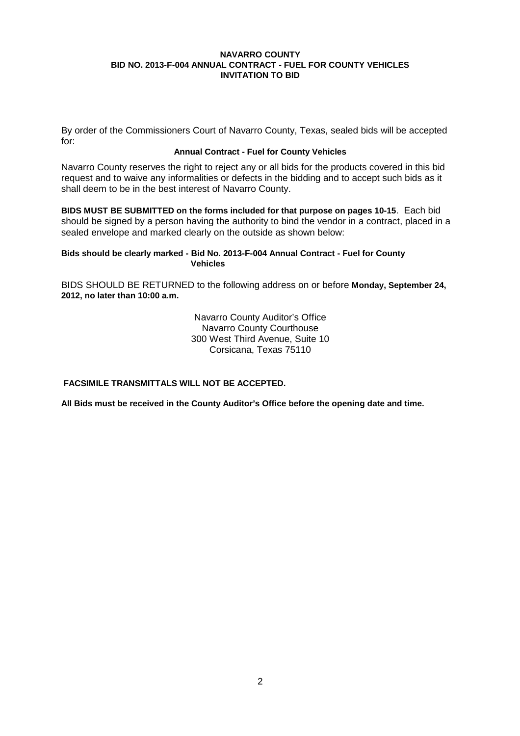**NAVARRO COUNTY**
**BID NO. 2013-F-004 ANNUAL CONTRACT - FUEL FOR COUNTY VEHICLES**
**INVITATION TO BID**

By order of the Commissioners Court of Navarro County, Texas, sealed bids will be accepted for:

**Annual Contract - Fuel for County Vehicles**

Navarro County reserves the right to reject any or all bids for the products covered in this bid request and to waive any informalities or defects in the bidding and to accept such bids as it shall deem to be in the best interest of Navarro County.

**BIDS MUST BE SUBMITTED on the forms included for that purpose on pages 10-15**. Each bid should be signed by a person having the authority to bind the vendor in a contract, placed in a sealed envelope and marked clearly on the outside as shown below:

**Bids should be clearly marked - Bid No. 2013-F-004 Annual Contract - Fuel for County Vehicles**

BIDS SHOULD BE RETURNED to the following address on or before **Monday, September 24, 2012, no later than 10:00 a.m.**

Navarro County Auditor's Office
Navarro County Courthouse
300 West Third Avenue, Suite 10
Corsicana, Texas 75110

**FACSIMILE TRANSMITTALS WILL NOT BE ACCEPTED.**

**All Bids must be received in the County Auditor's Office before the opening date and time.**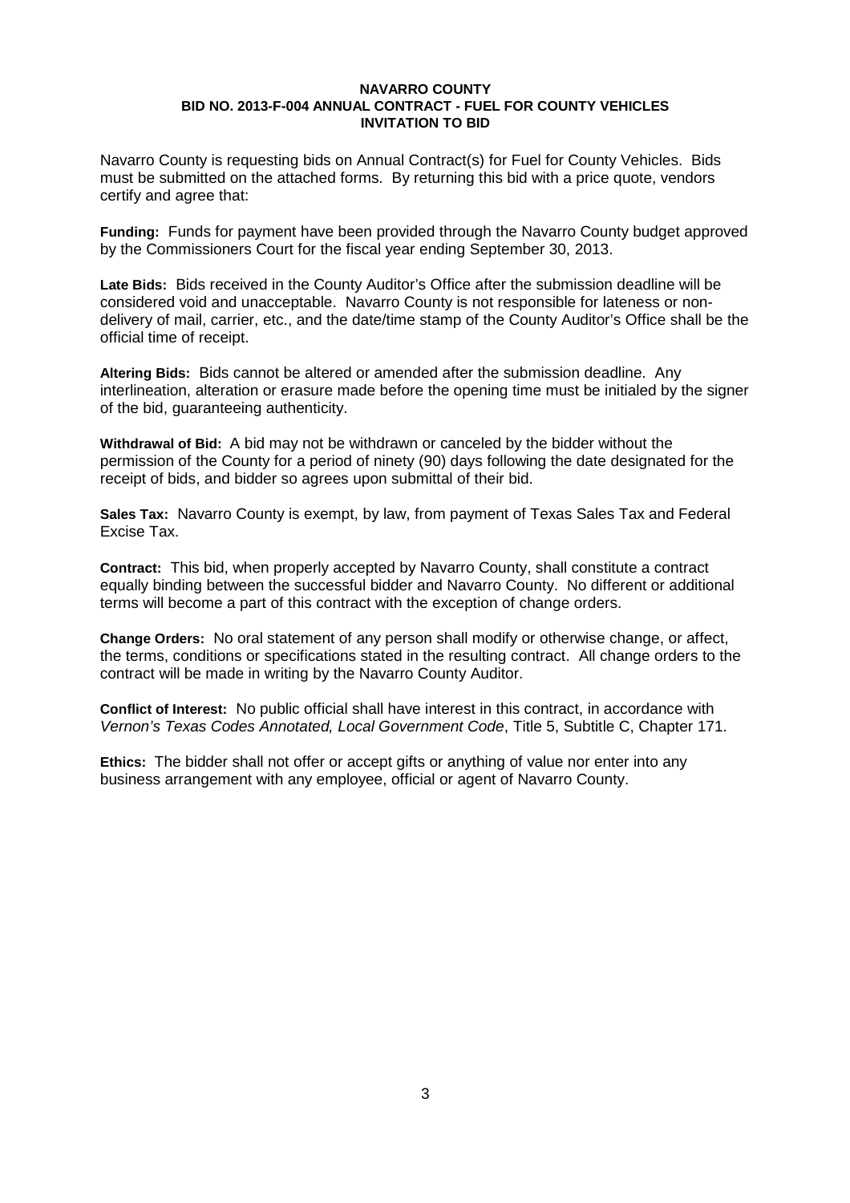**NAVARRO COUNTY**
**BID NO. 2013-F-004 ANNUAL CONTRACT - FUEL FOR COUNTY VEHICLES**
**INVITATION TO BID**

Navarro County is requesting bids on Annual Contract(s) for Fuel for County Vehicles. Bids must be submitted on the attached forms. By returning this bid with a price quote, vendors certify and agree that:

**Funding:** Funds for payment have been provided through the Navarro County budget approved by the Commissioners Court for the fiscal year ending September 30, 2013.

**Late Bids:** Bids received in the County Auditor's Office after the submission deadline will be considered void and unacceptable. Navarro County is not responsible for lateness or non-delivery of mail, carrier, etc., and the date/time stamp of the County Auditor's Office shall be the official time of receipt.

**Altering Bids:** Bids cannot be altered or amended after the submission deadline. Any interlineation, alteration or erasure made before the opening time must be initialed by the signer of the bid, guaranteeing authenticity.

**Withdrawal of Bid:** A bid may not be withdrawn or canceled by the bidder without the permission of the County for a period of ninety (90) days following the date designated for the receipt of bids, and bidder so agrees upon submittal of their bid.

**Sales Tax:** Navarro County is exempt, by law, from payment of Texas Sales Tax and Federal Excise Tax.

**Contract:** This bid, when properly accepted by Navarro County, shall constitute a contract equally binding between the successful bidder and Navarro County. No different or additional terms will become a part of this contract with the exception of change orders.

**Change Orders:** No oral statement of any person shall modify or otherwise change, or affect, the terms, conditions or specifications stated in the resulting contract. All change orders to the contract will be made in writing by the Navarro County Auditor.

**Conflict of Interest:** No public official shall have interest in this contract, in accordance with *Vernon's Texas Codes Annotated, Local Government Code*, Title 5, Subtitle C, Chapter 171.

**Ethics:** The bidder shall not offer or accept gifts or anything of value nor enter into any business arrangement with any employee, official or agent of Navarro County.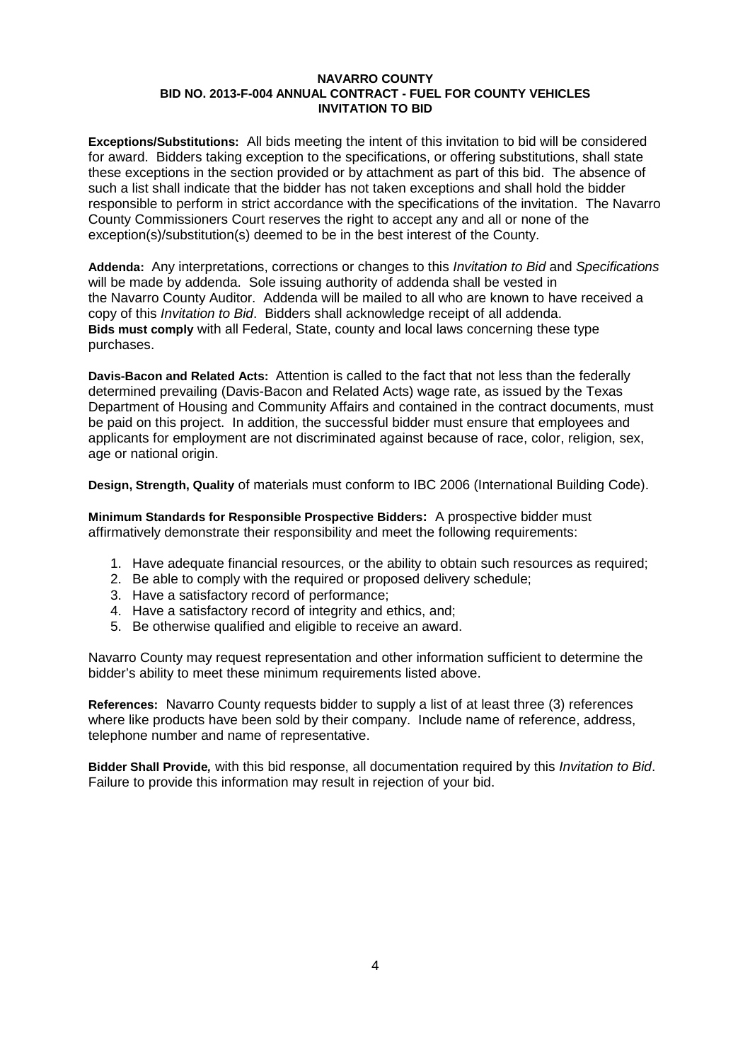**NAVARRO COUNTY**
**BID NO. 2013-F-004 ANNUAL CONTRACT - FUEL FOR COUNTY VEHICLES**
**INVITATION TO BID**

**Exceptions/Substitutions:** All bids meeting the intent of this invitation to bid will be considered for award. Bidders taking exception to the specifications, or offering substitutions, shall state these exceptions in the section provided or by attachment as part of this bid. The absence of such a list shall indicate that the bidder has not taken exceptions and shall hold the bidder responsible to perform in strict accordance with the specifications of the invitation. The Navarro County Commissioners Court reserves the right to accept any and all or none of the exception(s)/substitution(s) deemed to be in the best interest of the County.

**Addenda:** Any interpretations, corrections or changes to this *Invitation to Bid* and *Specifications* will be made by addenda. Sole issuing authority of addenda shall be vested in the Navarro County Auditor. Addenda will be mailed to all who are known to have received a copy of this *Invitation to Bid*. Bidders shall acknowledge receipt of all addenda.
**Bids must comply** with all Federal, State, county and local laws concerning these type purchases.

**Davis-Bacon and Related Acts:** Attention is called to the fact that not less than the federally determined prevailing (Davis-Bacon and Related Acts) wage rate, as issued by the Texas Department of Housing and Community Affairs and contained in the contract documents, must be paid on this project. In addition, the successful bidder must ensure that employees and applicants for employment are not discriminated against because of race, color, religion, sex, age or national origin.

**Design, Strength, Quality** of materials must conform to IBC 2006 (International Building Code).

**Minimum Standards for Responsible Prospective Bidders:** A prospective bidder must affirmatively demonstrate their responsibility and meet the following requirements:

1. Have adequate financial resources, or the ability to obtain such resources as required;
2. Be able to comply with the required or proposed delivery schedule;
3. Have a satisfactory record of performance;
4. Have a satisfactory record of integrity and ethics, and;
5. Be otherwise qualified and eligible to receive an award.

Navarro County may request representation and other information sufficient to determine the bidder's ability to meet these minimum requirements listed above.

**References:** Navarro County requests bidder to supply a list of at least three (3) references where like products have been sold by their company. Include name of reference, address, telephone number and name of representative.

**Bidder Shall Provide***,* with this bid response, all documentation required by this *Invitation to Bid*. Failure to provide this information may result in rejection of your bid.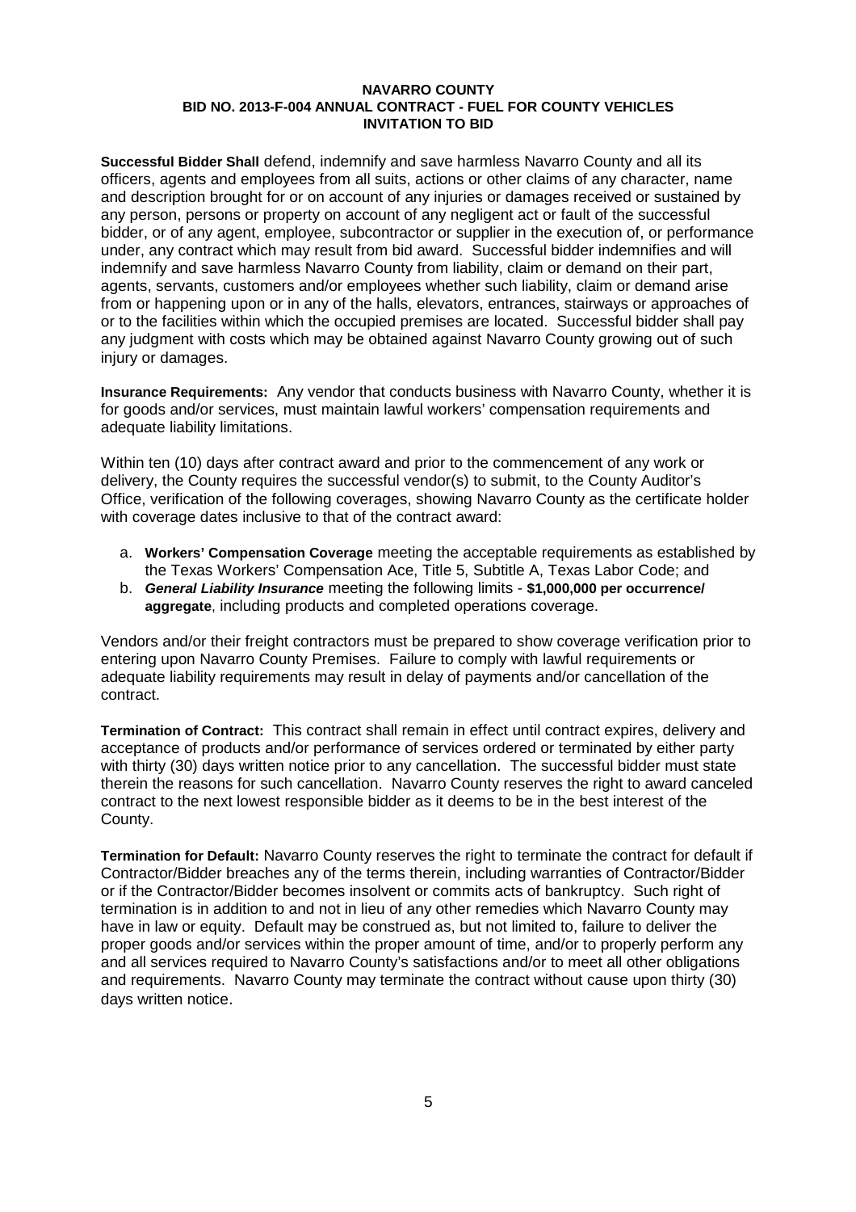**NAVARRO COUNTY**
**BID NO. 2013-F-004 ANNUAL CONTRACT - FUEL FOR COUNTY VEHICLES**
**INVITATION TO BID**

**Successful Bidder Shall** defend, indemnify and save harmless Navarro County and all its officers, agents and employees from all suits, actions or other claims of any character, name and description brought for or on account of any injuries or damages received or sustained by any person, persons or property on account of any negligent act or fault of the successful bidder, or of any agent, employee, subcontractor or supplier in the execution of, or performance under, any contract which may result from bid award. Successful bidder indemnifies and will indemnify and save harmless Navarro County from liability, claim or demand on their part, agents, servants, customers and/or employees whether such liability, claim or demand arise from or happening upon or in any of the halls, elevators, entrances, stairways or approaches of or to the facilities within which the occupied premises are located. Successful bidder shall pay any judgment with costs which may be obtained against Navarro County growing out of such injury or damages.

**Insurance Requirements:** Any vendor that conducts business with Navarro County, whether it is for goods and/or services, must maintain lawful workers' compensation requirements and adequate liability limitations.

Within ten (10) days after contract award and prior to the commencement of any work or delivery, the County requires the successful vendor(s) to submit, to the County Auditor's Office, verification of the following coverages, showing Navarro County as the certificate holder with coverage dates inclusive to that of the contract award:

a. **Workers' Compensation Coverage** meeting the acceptable requirements as established by the Texas Workers' Compensation Ace, Title 5, Subtitle A, Texas Labor Code; and
b. ***General Liability Insurance*** meeting the following limits - **$1,000,000 per occurrence/ aggregate**, including products and completed operations coverage.

Vendors and/or their freight contractors must be prepared to show coverage verification prior to entering upon Navarro County Premises. Failure to comply with lawful requirements or adequate liability requirements may result in delay of payments and/or cancellation of the contract.

**Termination of Contract:** This contract shall remain in effect until contract expires, delivery and acceptance of products and/or performance of services ordered or terminated by either party with thirty (30) days written notice prior to any cancellation. The successful bidder must state therein the reasons for such cancellation. Navarro County reserves the right to award canceled contract to the next lowest responsible bidder as it deems to be in the best interest of the County.

**Termination for Default:** Navarro County reserves the right to terminate the contract for default if Contractor/Bidder breaches any of the terms therein, including warranties of Contractor/Bidder or if the Contractor/Bidder becomes insolvent or commits acts of bankruptcy. Such right of termination is in addition to and not in lieu of any other remedies which Navarro County may have in law or equity. Default may be construed as, but not limited to, failure to deliver the proper goods and/or services within the proper amount of time, and/or to properly perform any and all services required to Navarro County's satisfactions and/or to meet all other obligations and requirements. Navarro County may terminate the contract without cause upon thirty (30) days written notice.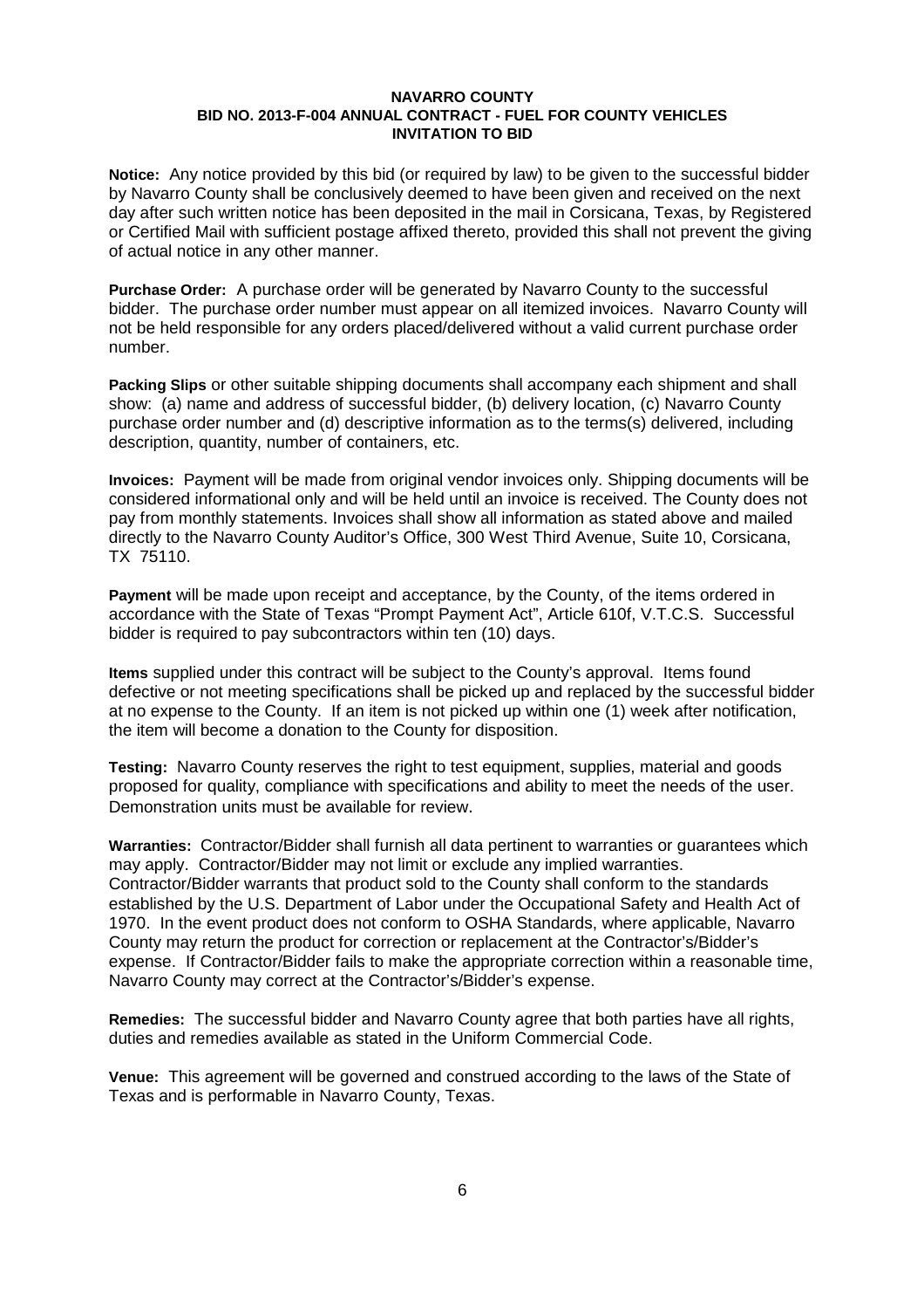**NAVARRO COUNTY**
**BID NO. 2013-F-004 ANNUAL CONTRACT - FUEL FOR COUNTY VEHICLES**
**INVITATION TO BID**

**Notice:** Any notice provided by this bid (or required by law) to be given to the successful bidder by Navarro County shall be conclusively deemed to have been given and received on the next day after such written notice has been deposited in the mail in Corsicana, Texas, by Registered or Certified Mail with sufficient postage affixed thereto, provided this shall not prevent the giving of actual notice in any other manner.

**Purchase Order:** A purchase order will be generated by Navarro County to the successful bidder. The purchase order number must appear on all itemized invoices. Navarro County will not be held responsible for any orders placed/delivered without a valid current purchase order number.

**Packing Slips** or other suitable shipping documents shall accompany each shipment and shall show: (a) name and address of successful bidder, (b) delivery location, (c) Navarro County purchase order number and (d) descriptive information as to the terms(s) delivered, including description, quantity, number of containers, etc.

**Invoices:** Payment will be made from original vendor invoices only. Shipping documents will be considered informational only and will be held until an invoice is received. The County does not pay from monthly statements. Invoices shall show all information as stated above and mailed directly to the Navarro County Auditor's Office, 300 West Third Avenue, Suite 10, Corsicana, TX 75110.

**Payment** will be made upon receipt and acceptance, by the County, of the items ordered in accordance with the State of Texas "Prompt Payment Act", Article 610f, V.T.C.S. Successful bidder is required to pay subcontractors within ten (10) days.

**Items** supplied under this contract will be subject to the County's approval. Items found defective or not meeting specifications shall be picked up and replaced by the successful bidder at no expense to the County. If an item is not picked up within one (1) week after notification, the item will become a donation to the County for disposition.

**Testing:** Navarro County reserves the right to test equipment, supplies, material and goods proposed for quality, compliance with specifications and ability to meet the needs of the user. Demonstration units must be available for review.

**Warranties:** Contractor/Bidder shall furnish all data pertinent to warranties or guarantees which may apply. Contractor/Bidder may not limit or exclude any implied warranties. Contractor/Bidder warrants that product sold to the County shall conform to the standards established by the U.S. Department of Labor under the Occupational Safety and Health Act of 1970. In the event product does not conform to OSHA Standards, where applicable, Navarro County may return the product for correction or replacement at the Contractor's/Bidder's expense. If Contractor/Bidder fails to make the appropriate correction within a reasonable time, Navarro County may correct at the Contractor's/Bidder's expense.

**Remedies:** The successful bidder and Navarro County agree that both parties have all rights, duties and remedies available as stated in the Uniform Commercial Code.

**Venue:** This agreement will be governed and construed according to the laws of the State of Texas and is performable in Navarro County, Texas.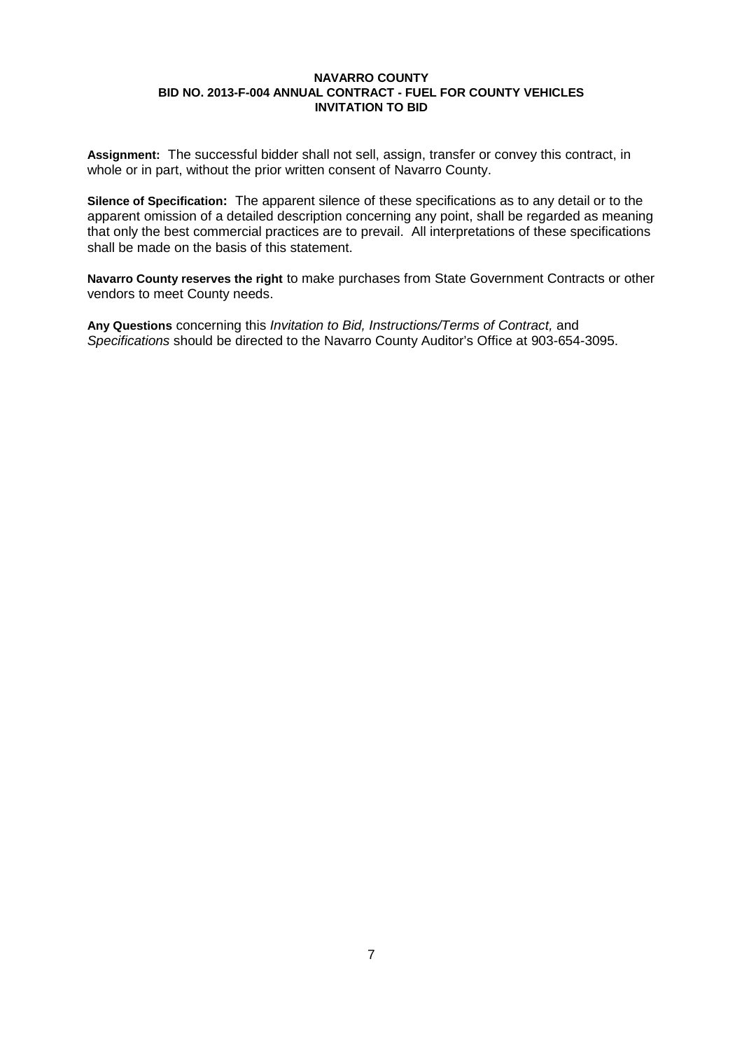**Assignment:** The successful bidder shall not sell, assign, transfer or convey this contract, in whole or in part, without the prior written consent of Navarro County.

**Silence of Specification:** The apparent silence of these specifications as to any detail or to the apparent omission of a detailed description concerning any point, shall be regarded as meaning that only the best commercial practices are to prevail. All interpretations of these specifications shall be made on the basis of this statement.

**Navarro County reserves the right** to make purchases from State Government Contracts or other vendors to meet County needs.

**Any Questions** concerning this *Invitation to Bid, Instructions/Terms of Contract,* and *Specifications* should be directed to the Navarro County Auditor's Office at 903-654-3095.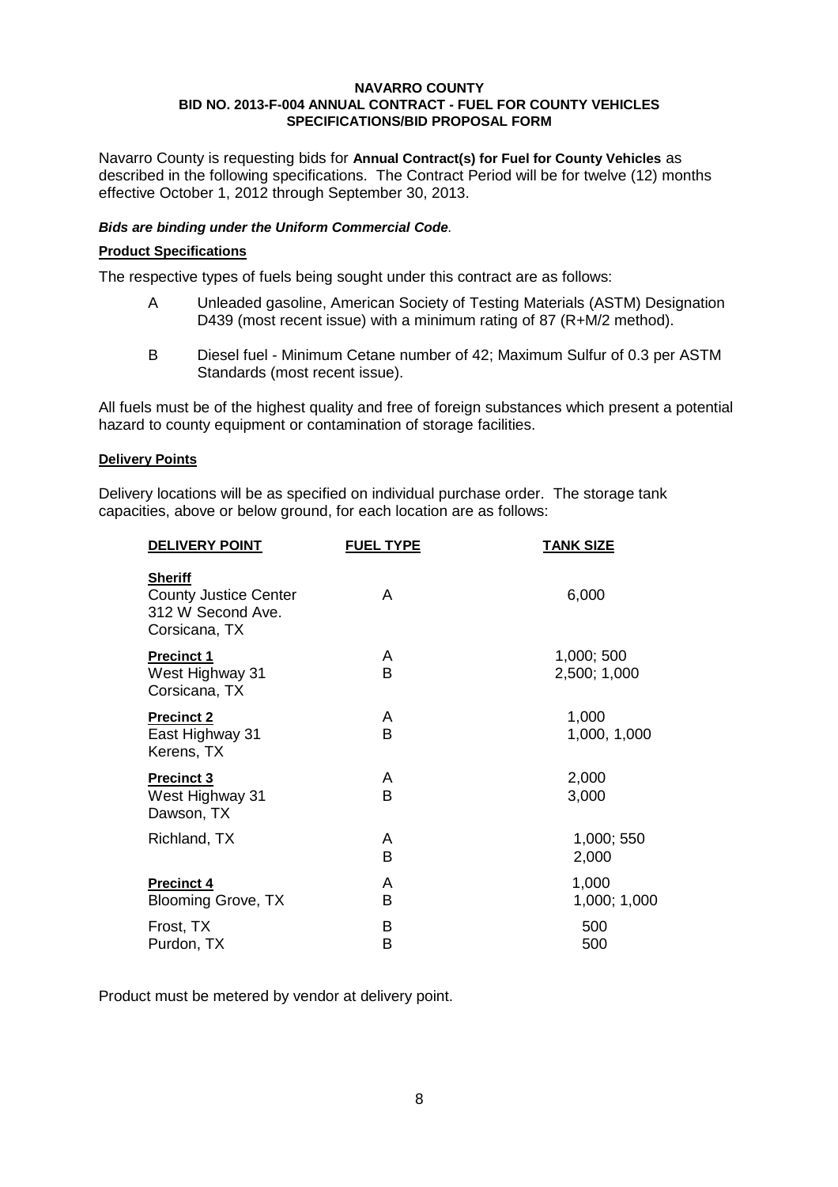**NAVARRO COUNTY**
**BID NO. 2013-F-004 ANNUAL CONTRACT - FUEL FOR COUNTY VEHICLES**
**SPECIFICATIONS/BID PROPOSAL FORM**

Navarro County is requesting bids for **Annual Contract(s) for Fuel for County Vehicles** as described in the following specifications. The Contract Period will be for twelve (12) months effective October 1, 2012 through September 30, 2013.

***Bids are binding under the Uniform Commercial Code.***

**Product Specifications**

The respective types of fuels being sought under this contract are as follows:

- A Unleaded gasoline, American Society of Testing Materials (ASTM) Designation D439 (most recent issue) with a minimum rating of 87 (R+M/2 method).
- B Diesel fuel - Minimum Cetane number of 42; Maximum Sulfur of 0.3 per ASTM Standards (most recent issue).

All fuels must be of the highest quality and free of foreign substances which present a potential hazard to county equipment or contamination of storage facilities.

**Delivery Points**

Delivery locations will be as specified on individual purchase order. The storage tank capacities, above or below ground, for each location are as follows:

| DELIVERY POINT | FUEL TYPE | TANK SIZE |
|---|---|---|
| **Sheriff** County Justice Center 312 W Second Ave. Corsicana, TX | A | 6,000 |
| **Precinct 1** West Highway 31 Corsicana, TX | A | 1,000; 500 |
| | B | 2,500; 1,000 |
| **Precinct 2** East Highway 31 Kerens, TX | A | 1,000 |
| | B | 1,000, 1,000 |
| **Precinct 3** West Highway 31 Dawson, TX | A | 2,000 |
| | B | 3,000 |
| Richland, TX | A | 1,000; 550 |
| | B | 2,000 |
| **Precinct 4** Blooming Grove, TX | A | 1,000 |
| | B | 1,000; 1,000 |
| Frost, TX | B | 500 |
| Purdon, TX | B | 500 |

Product must be metered by vendor at delivery point.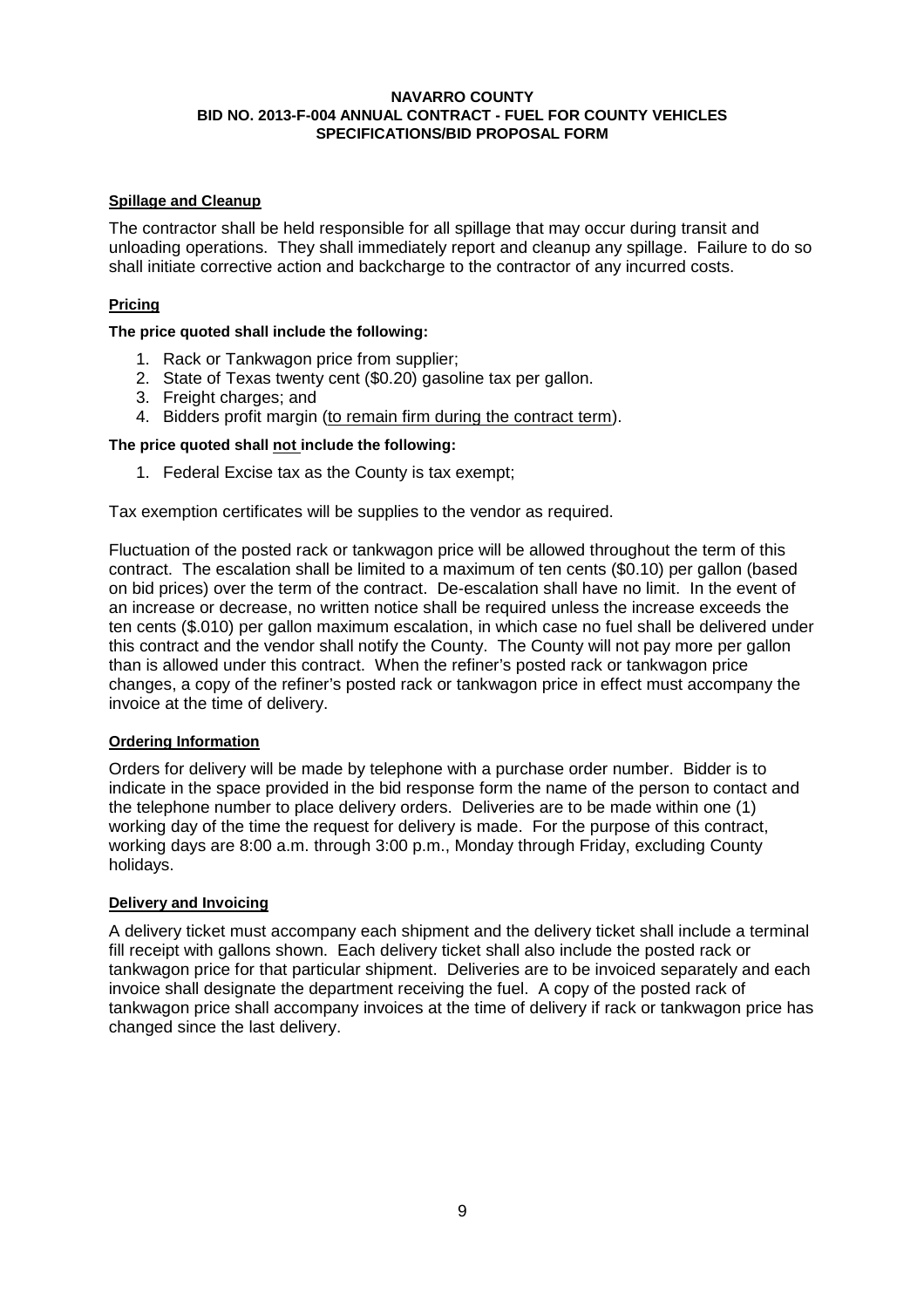**NAVARRO COUNTY**
**BID NO. 2013-F-004 ANNUAL CONTRACT - FUEL FOR COUNTY VEHICLES**
**SPECIFICATIONS/BID PROPOSAL FORM**

**Spillage and Cleanup**

The contractor shall be held responsible for all spillage that may occur during transit and unloading operations. They shall immediately report and cleanup any spillage. Failure to do so shall initiate corrective action and backcharge to the contractor of any incurred costs.

**Pricing**

**The price quoted shall include the following:**

1. Rack or Tankwagon price from supplier;
2. State of Texas twenty cent ($0.20) gasoline tax per gallon.
3. Freight charges; and
4. Bidders profit margin (to remain firm during the contract term).

**The price quoted shall not include the following:**

1. Federal Excise tax as the County is tax exempt;

Tax exemption certificates will be supplies to the vendor as required.

Fluctuation of the posted rack or tankwagon price will be allowed throughout the term of this contract. The escalation shall be limited to a maximum of ten cents ($0.10) per gallon (based on bid prices) over the term of the contract. De-escalation shall have no limit. In the event of an increase or decrease, no written notice shall be required unless the increase exceeds the ten cents ($.010) per gallon maximum escalation, in which case no fuel shall be delivered under this contract and the vendor shall notify the County. The County will not pay more per gallon than is allowed under this contract. When the refiner's posted rack or tankwagon price changes, a copy of the refiner's posted rack or tankwagon price in effect must accompany the invoice at the time of delivery.

**Ordering Information**

Orders for delivery will be made by telephone with a purchase order number. Bidder is to indicate in the space provided in the bid response form the name of the person to contact and the telephone number to place delivery orders. Deliveries are to be made within one (1) working day of the time the request for delivery is made. For the purpose of this contract, working days are 8:00 a.m. through 3:00 p.m., Monday through Friday, excluding County holidays.

**Delivery and Invoicing**

A delivery ticket must accompany each shipment and the delivery ticket shall include a terminal fill receipt with gallons shown. Each delivery ticket shall also include the posted rack or tankwagon price for that particular shipment. Deliveries are to be invoiced separately and each invoice shall designate the department receiving the fuel. A copy of the posted rack of tankwagon price shall accompany invoices at the time of delivery if rack or tankwagon price has changed since the last delivery.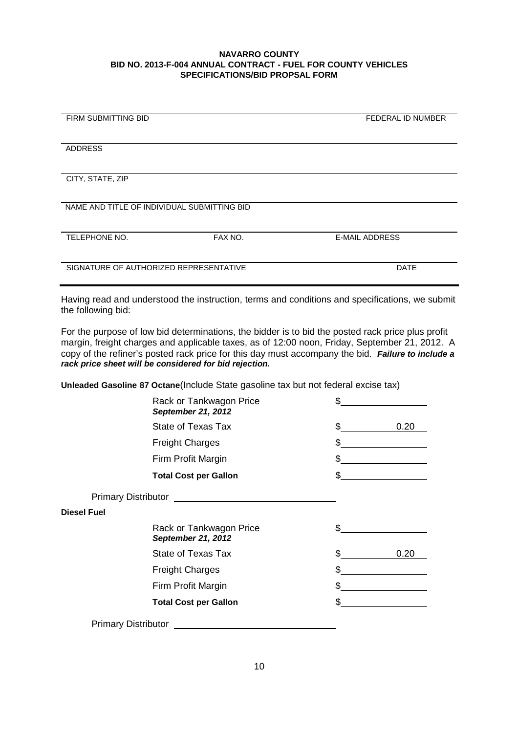**NAVARRO COUNTY**
**BID NO. 2013-F-004 ANNUAL CONTRACT - FUEL FOR COUNTY VEHICLES**
**SPECIFICATIONS/BID PROPSAL FORM**

| | | |
|---|---|---|
| FIRM SUBMITTING BID | | FEDERAL ID NUMBER |
| ADDRESS | | |
| CITY, STATE, ZIP | | |
| NAME AND TITLE OF INDIVIDUAL SUBMITTING BID | | |
| TELEPHONE NO. | FAX NO. | E-MAIL ADDRESS |
| SIGNATURE OF AUTHORIZED REPRESENTATIVE | | DATE |

Having read and understood the instruction, terms and conditions and specifications, we submit the following bid:

For the purpose of low bid determinations, the bidder is to bid the posted rack price plus profit margin, freight charges and applicable taxes, as of 12:00 noon, Friday, September 21, 2012. A copy of the refiner's posted rack price for this day must accompany the bid. ***Failure to include a rack price sheet will be considered for bid rejection.***

**Unleaded Gasoline 87 Octane**(Include State gasoline tax but not federal excise tax)

| | |
|---|---|
| Rack or Tankwagon Price ***September 21, 2012*** | $\_\_\_\_\_\_\_\_\_\_ |
| State of Texas Tax | $ 0.20 |
| Freight Charges | $\_\_\_\_\_\_\_\_\_\_ |
| Firm Profit Margin | $\_\_\_\_\_\_\_\_\_\_ |
| **Total Cost per Gallon** | $\_\_\_\_\_\_\_\_\_\_ |

Primary Distributor \_\_\_\_\_\_\_\_\_\_\_\_\_\_\_\_\_\_\_\_\_\_\_\_

**Diesel Fuel**

| | |
|---|---|
| Rack or Tankwagon Price ***September 21, 2012*** | $\_\_\_\_\_\_\_\_\_\_ |
| State of Texas Tax | $ 0.20 |
| Freight Charges | $\_\_\_\_\_\_\_\_\_\_ |
| Firm Profit Margin | $\_\_\_\_\_\_\_\_\_\_ |
| **Total Cost per Gallon** | $\_\_\_\_\_\_\_\_\_\_ |

Primary Distributor \_\_\_\_\_\_\_\_\_\_\_\_\_\_\_\_\_\_\_\_\_\_\_\_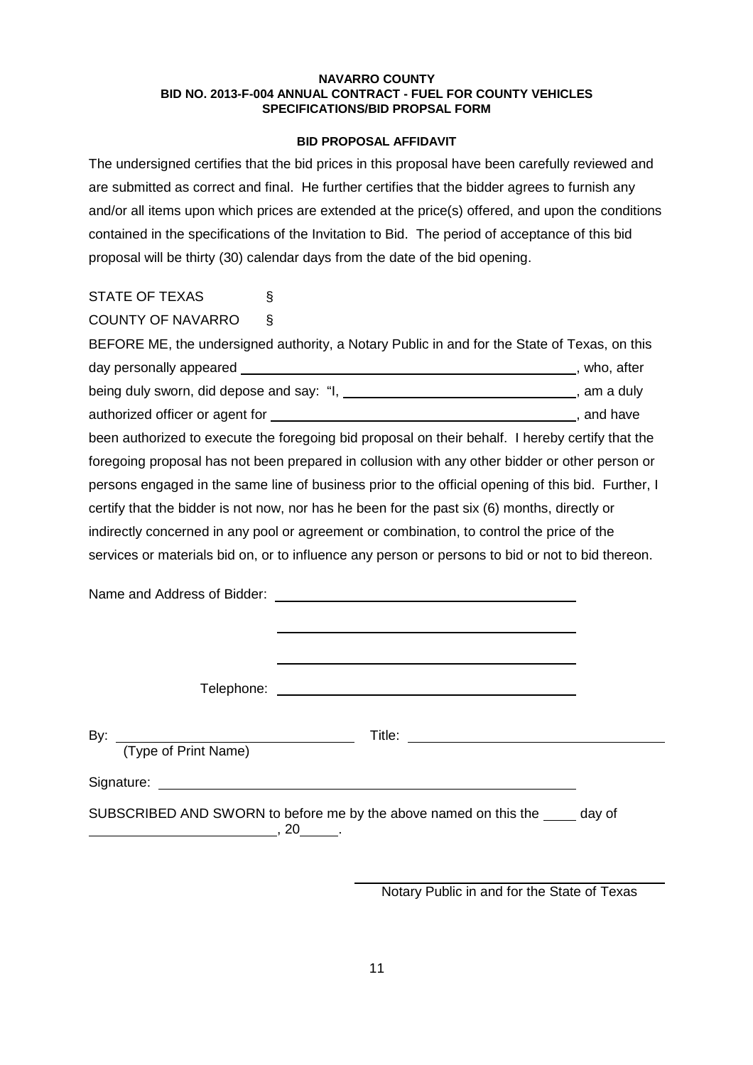**NAVARRO COUNTY**
**BID NO. 2013-F-004 ANNUAL CONTRACT - FUEL FOR COUNTY VEHICLES**
**SPECIFICATIONS/BID PROPSAL FORM**

**BID PROPOSAL AFFIDAVIT**

The undersigned certifies that the bid prices in this proposal have been carefully reviewed and are submitted as correct and final. He further certifies that the bidder agrees to furnish any and/or all items upon which prices are extended at the price(s) offered, and upon the conditions contained in the specifications of the Invitation to Bid. The period of acceptance of this bid proposal will be thirty (30) calendar days from the date of the bid opening.

STATE OF TEXAS §
COUNTY OF NAVARRO §

BEFORE ME, the undersigned authority, a Notary Public in and for the State of Texas, on this day personally appeared ______________________________, who, after being duly sworn, did depose and say: "I, ______________________________, am a duly authorized officer or agent for ______________________________, and have been authorized to execute the foregoing bid proposal on their behalf. I hereby certify that the foregoing proposal has not been prepared in collusion with any other bidder or other person or persons engaged in the same line of business prior to the official opening of this bid. Further, I certify that the bidder is not now, nor has he been for the past six (6) months, directly or indirectly concerned in any pool or agreement or combination, to control the price of the services or materials bid on, or to influence any person or persons to bid or not to bid thereon.

Name and Address of Bidder: ______________________________

______________________________

______________________________

Telephone: ______________________________

By: ______________________________ Title: ______________________________
(Type of Print Name)

Signature: ______________________________

SUBSCRIBED AND SWORN to before me by the above named on this the ____ day of ______________________, 20_____.

______________________________
Notary Public in and for the State of Texas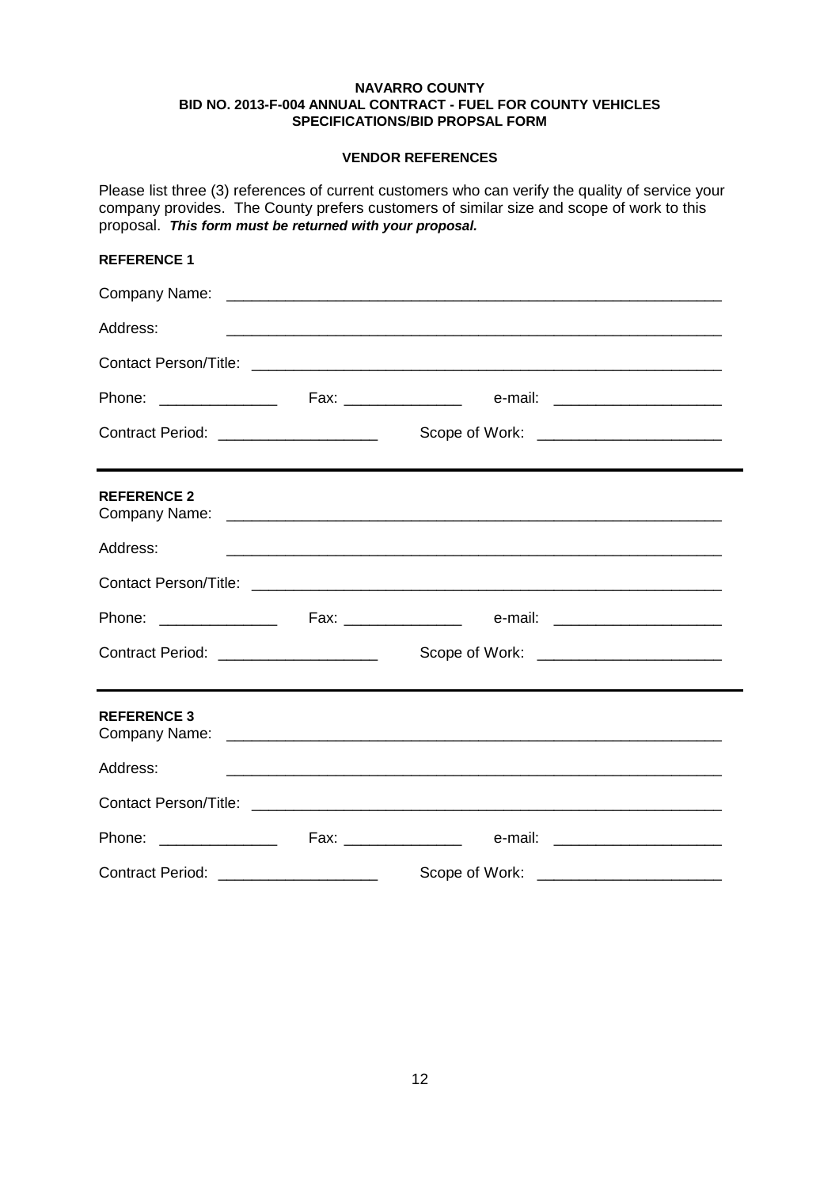**NAVARRO COUNTY**
**BID NO. 2013-F-004 ANNUAL CONTRACT - FUEL FOR COUNTY VEHICLES**
**SPECIFICATIONS/BID PROPSAL FORM**

**VENDOR REFERENCES**

Please list three (3) references of current customers who can verify the quality of service your company provides. The County prefers customers of similar size and scope of work to this proposal. ***This form must be returned with your proposal.***

**REFERENCE 1**

Company Name: ____________________________________________________________

Address: ____________________________________________________________

Contact Person/Title: ____________________________________________________________

Phone: ______________ Fax: ______________ e-mail: ____________________

Contract Period: ___________________ Scope of Work: ______________________

---

**REFERENCE 2**

Company Name: ____________________________________________________________

Address: ____________________________________________________________

Contact Person/Title: ____________________________________________________________

Phone: ______________ Fax: ______________ e-mail: ____________________

Contract Period: ___________________ Scope of Work: ______________________

---

**REFERENCE 3**

Company Name: ____________________________________________________________

Address: ____________________________________________________________

Contact Person/Title: ____________________________________________________________

Phone: ______________ Fax: ______________ e-mail: ____________________

Contract Period: ___________________ Scope of Work: ______________________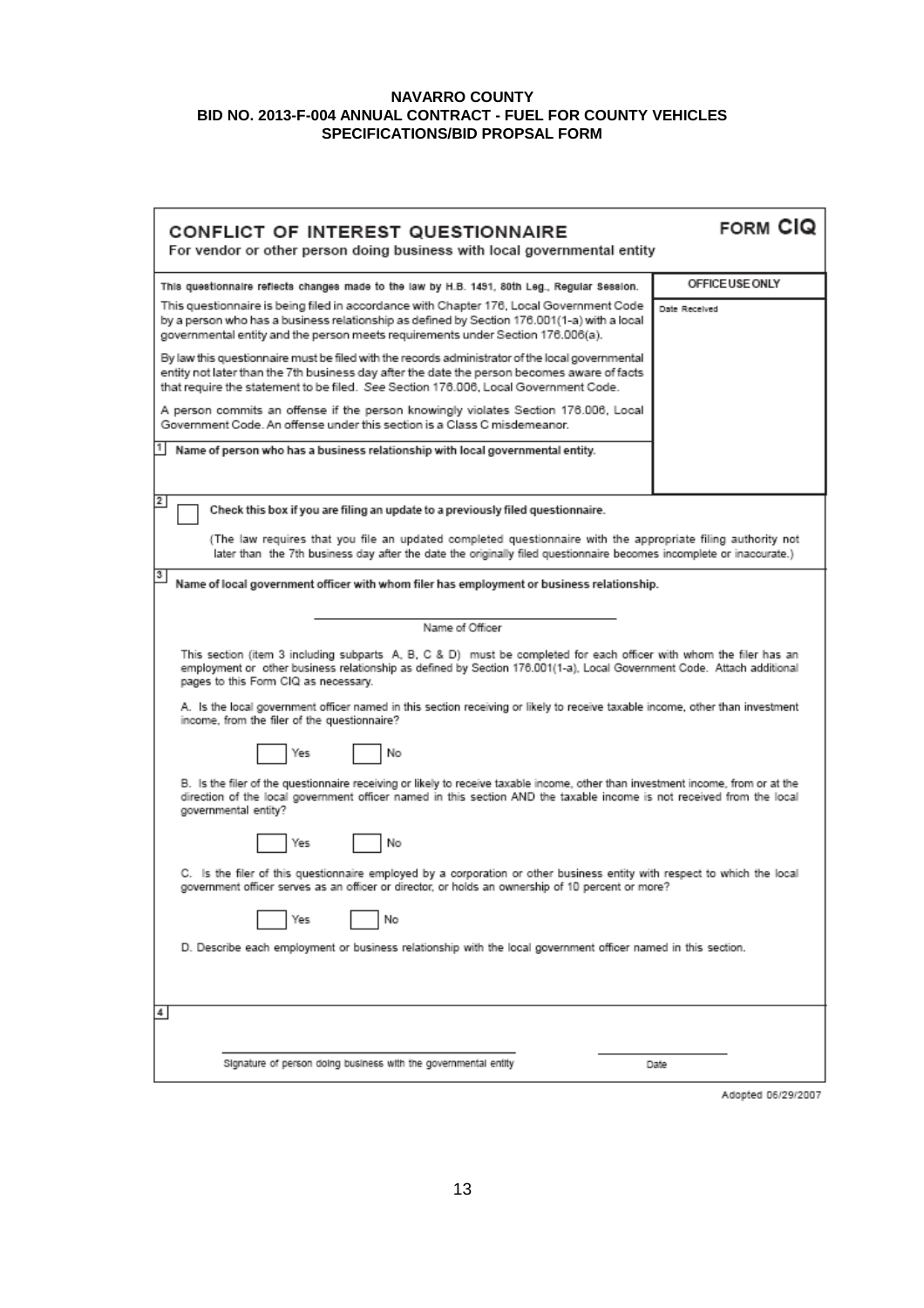**NAVARRO COUNTY**
**BID NO. 2013-F-004 ANNUAL CONTRACT - FUEL FOR COUNTY VEHICLES**
**SPECIFICATIONS/BID PROPSAL FORM**

## CONFLICT OF INTEREST QUESTIONNAIRE

**FORM CIQ**

**For vendor or other person doing business with local governmental entity**

| | OFFICE USE ONLY |
|---|---|
| This questionnaire reflects changes made to the law by H.B. 1491, 80th Leg., Regular Session. | Date Received |

This questionnaire is being filed in accordance with Chapter 176, Local Government Code by a person who has a business relationship as defined by Section 176.001(1-a) with a local governmental entity and the person meets requirements under Section 176.006(a).

By law this questionnaire must be filed with the records administrator of the local governmental entity not later than the 7th business day after the date the person becomes aware of facts that require the statement to be filed. *See* Section 176.006, Local Government Code.

A person commits an offense if the person knowingly violates Section 176.006, Local Government Code. An offense under this section is a Class C misdemeanor.

**1** **Name of person who has a business relationship with local governmental entity.**

**2** ☐ **Check this box if you are filing an update to a previously filed questionnaire.**

(The law requires that you file an updated completed questionnaire with the appropriate filing authority not later than the 7th business day after the date the originally filed questionnaire becomes incomplete or inaccurate.)

**3** **Name of local government officer with whom filer has employment or business relationship.**

______________________________
Name of Officer

This section (item 3 including subparts A, B, C & D) must be completed for each officer with whom the filer has an employment or other business relationship as defined by Section 176.001(1-a), Local Government Code. Attach additional pages to this Form CIQ as necessary.

A. Is the local government officer named in this section receiving or likely to receive taxable income, other than investment income, from the filer of the questionnaire?

☐ Yes ☐ No

B. Is the filer of the questionnaire receiving or likely to receive taxable income, other than investment income, from or at the direction of the local government officer named in this section AND the taxable income is not received from the local governmental entity?

☐ Yes ☐ No

C. Is the filer of this questionnaire employed by a corporation or other business entity with respect to which the local government officer serves as an officer or director, or holds an ownership of 10 percent or more?

☐ Yes ☐ No

D. Describe each employment or business relationship with the local government officer named in this section.

**4**

______________________________ ______________
Signature of person doing business with the governmental entity Date

Adopted 06/29/2007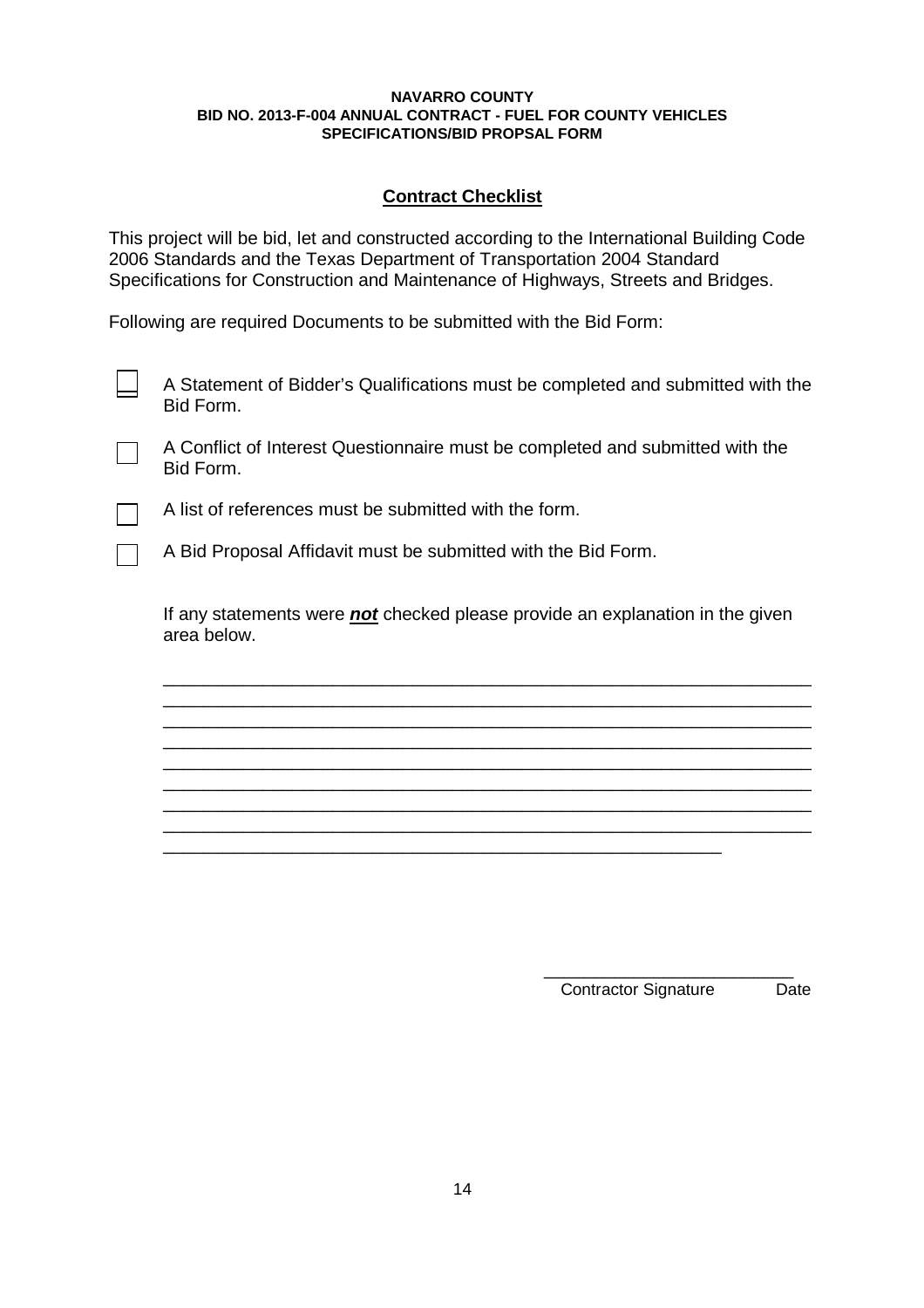**NAVARRO COUNTY**
**BID NO. 2013-F-004 ANNUAL CONTRACT - FUEL FOR COUNTY VEHICLES**
**SPECIFICATIONS/BID PROPSAL FORM**

## Contract Checklist

This project will be bid, let and constructed according to the International Building Code 2006 Standards and the Texas Department of Transportation 2004 Standard Specifications for Construction and Maintenance of Highways, Streets and Bridges.

Following are required Documents to be submitted with the Bid Form:

- ☐ A Statement of Bidder's Qualifications must be completed and submitted with the Bid Form.
- ☐ A Conflict of Interest Questionnaire must be completed and submitted with the Bid Form.
- ☐ A list of references must be submitted with the form.
- ☐ A Bid Proposal Affidavit must be submitted with the Bid Form.

If any statements were ***not*** checked please provide an explanation in the given area below.

_________________________________________________________________
_________________________________________________________________
_________________________________________________________________
_________________________________________________________________
_________________________________________________________________
_________________________________________________________________
_________________________________________________________________
_________________________________________________________________
________________________________________________________

___________________________
Contractor Signature Date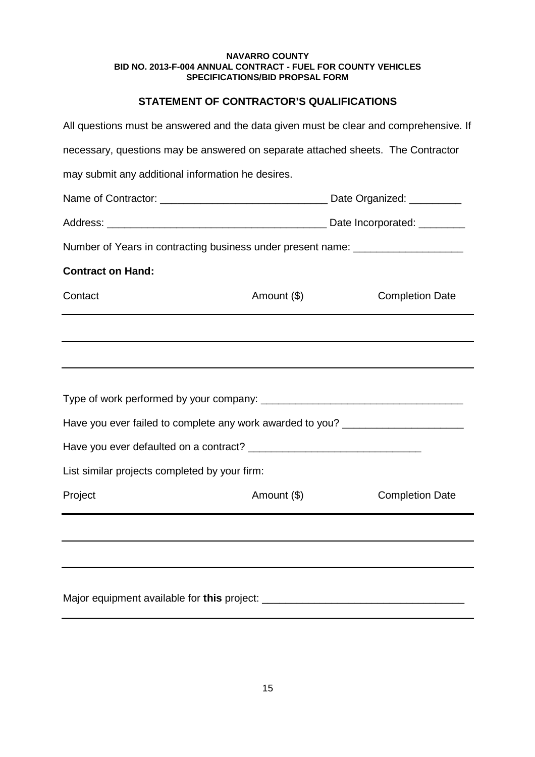**NAVARRO COUNTY**
**BID NO. 2013-F-004 ANNUAL CONTRACT - FUEL FOR COUNTY VEHICLES**
**SPECIFICATIONS/BID PROPSAL FORM**

## STATEMENT OF CONTRACTOR'S QUALIFICATIONS

All questions must be answered and the data given must be clear and comprehensive. If necessary, questions may be answered on separate attached sheets. The Contractor may submit any additional information he desires.

Name of Contractor: _____________________________ Date Organized: _________

Address: ______________________________________ Date Incorporated: ________

Number of Years in contracting business under present name: ___________________

**Contract on Hand:**

| Contact | Amount ($) | Completion Date |
|---|---|---|
| | | |
| | | |
| | | |

Type of work performed by your company: ___________________________________

Have you ever failed to complete any work awarded to you? _____________________

Have you ever defaulted on a contract? ______________________________

List similar projects completed by your firm:

| Project | Amount ($) | Completion Date |
|---|---|---|
| | | |
| | | |
| | | |

Major equipment available for **this** project: __________________________________